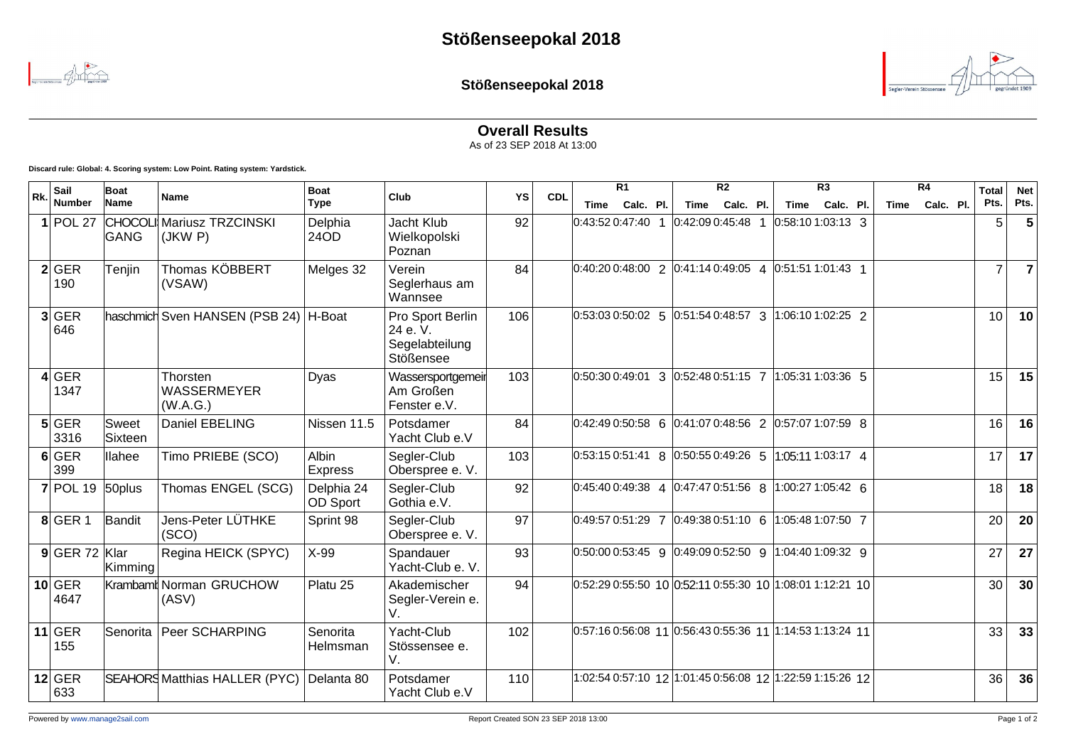# Stößenseepokal 2018

## Stößenseepokal 2018

### Overall Results

As of 23 SEP 2018 At 13:00

**Discard rule: Global: 4. Scoring system: Low Point. Rating system: Yardstick.**

| Rk. | Sail Number | Boat Name | Name | Boat Type | Club | YS | CDL | R1 | | | R2 | | | R3 | | | R4 | | | Total Pts. | Net Pts. |
|---|---|---|---|---|---|---|---|---|---|---|---|---|---|---|---|---|---|---|---|---|---|
| | | | | | | | | Time | Calc. | Pl. | Time | Calc. | Pl. | Time | Calc. | Pl. | Time | Calc. | Pl. | | |
| 1 | POL 27 | CHOCOLI GANG | Mariusz TRZCINSKI (JKW P) | Delphia 24OD | Jacht Klub Wielkopolski Poznan | 92 | | 0:43:52 | 0:47:40 | 1 | 0:42:09 | 0:45:48 | 1 | 0:58:10 | 1:03:13 | 3 | | | | 5 | **5** |
| 2 | GER 190 | Tenjin | Thomas KÖBBERT (VSAW) | Melges 32 | Verein Seglerhaus am Wannsee | 84 | | 0:40:20 | 0:48:00 | 2 | 0:41:14 | 0:49:05 | 4 | 0:51:51 | 1:01:43 | 1 | | | | 7 | **7** |
| 3 | GER 646 | haschmich | Sven HANSEN (PSB 24) | H-Boat | Pro Sport Berlin 24 e. V. Segelabteilung Stößensee | 106 | | 0:53:03 | 0:50:02 | 5 | 0:51:54 | 0:48:57 | 3 | 1:06:10 | 1:02:25 | 2 | | | | 10 | **10** |
| 4 | GER 1347 | | Thorsten WASSERMEYER (W.A.G.) | Dyas | Wassersportgemeir Am Großen Fenster e.V. | 103 | | 0:50:30 | 0:49:01 | 3 | 0:52:48 | 0:51:15 | 7 | 1:05:31 | 1:03:36 | 5 | | | | 15 | **15** |
| 5 | GER 3316 | Sweet Sixteen | Daniel EBELING | Nissen 11.5 | Potsdamer Yacht Club e.V | 84 | | 0:42:49 | 0:50:58 | 6 | 0:41:07 | 0:48:56 | 2 | 0:57:07 | 1:07:59 | 8 | | | | 16 | **16** |
| 6 | GER 399 | Ilahee | Timo PRIEBE (SCO) | Albin Express | Segler-Club Oberspree e. V. | 103 | | 0:53:15 | 0:51:41 | 8 | 0:50:55 | 0:49:26 | 5 | 1:05:11 | 1:03:17 | 4 | | | | 17 | **17** |
| 7 | POL 19 | 50plus | Thomas ENGEL (SCG) | Delphia 24 OD Sport | Segler-Club Gothia e.V. | 92 | | 0:45:40 | 0:49:38 | 4 | 0:47:47 | 0:51:56 | 8 | 1:00:27 | 1:05:42 | 6 | | | | 18 | **18** |
| 8 | GER 1 | Bandit | Jens-Peter LÜTHKE (SCO) | Sprint 98 | Segler-Club Oberspree e. V. | 97 | | 0:49:57 | 0:51:29 | 7 | 0:49:38 | 0:51:10 | 6 | 1:05:48 | 1:07:50 | 7 | | | | 20 | **20** |
| 9 | GER 72 | Klar Kimming | Regina HEICK (SPYC) | X-99 | Spandauer Yacht-Club e. V. | 93 | | 0:50:00 | 0:53:45 | 9 | 0:49:09 | 0:52:50 | 9 | 1:04:40 | 1:09:32 | 9 | | | | 27 | **27** |
| 10 | GER 4647 | Krambamb | Norman GRUCHOW (ASV) | Platu 25 | Akademischer Segler-Verein e. V. | 94 | | 0:52:29 | 0:55:50 | 10 | 0:52:11 | 0:55:30 | 10 | 1:08:01 | 1:12:21 | 10 | | | | 30 | **30** |
| 11 | GER 155 | Senorita | Peer SCHARPING | Senorita Helmsman | Yacht-Club Stössensee e. V. | 102 | | 0:57:16 | 0:56:08 | 11 | 0:56:43 | 0:55:36 | 11 | 1:14:53 | 1:13:24 | 11 | | | | 33 | **33** |
| 12 | GER 633 | SEAHORS | Matthias HALLER (PYC) | Delanta 80 | Potsdamer Yacht Club e.V | 110 | | 1:02:54 | 0:57:10 | 12 | 1:01:45 | 0:56:08 | 12 | 1:22:59 | 1:15:26 | 12 | | | | 36 | **36** |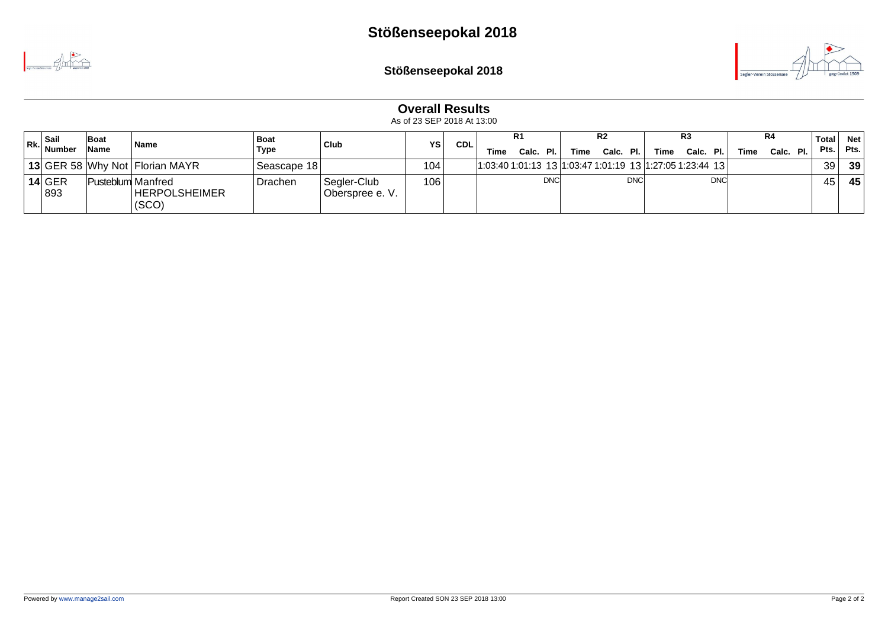# Stößenseepokal 2018

## Stößenseepokal 2018

### Overall Results

As of 23 SEP 2018 At 13:00

| Rk. | Sail Number | Boat Name | Name | Boat Type | Club | YS | CDL | R1 | | | R2 | | | R3 | | | R4 | | | Total Pts. | Net Pts. |
|---|---|---|---|---|---|---|---|---|---|---|---|---|---|---|---|---|---|---|---|---|---|
| | | | | | | | | Time | Calc. | Pl. | Time | Calc. | Pl. | Time | Calc. | Pl. | Time | Calc. | Pl. | | |
| **13** | GER 58 | Why Not | Florian MAYR | Seascape 18 | | 104 | | 1:03:40 | 1:01:13 | 13 | 1:03:47 | 1:01:19 | 13 | 1:27:05 | 1:23:44 | 13 | | | | 39 | **39** |
| **14** | GER 893 | Pusteblum | Manfred HERPOLSHEIMER (SCO) | Drachen | Segler-Club Oberspree e. V. | 106 | | | | DNC | | | DNC | | | DNC | | | | 45 | **45** |

Powered by www.manage2sail.com

Report Created SON 23 SEP 2018 13:00